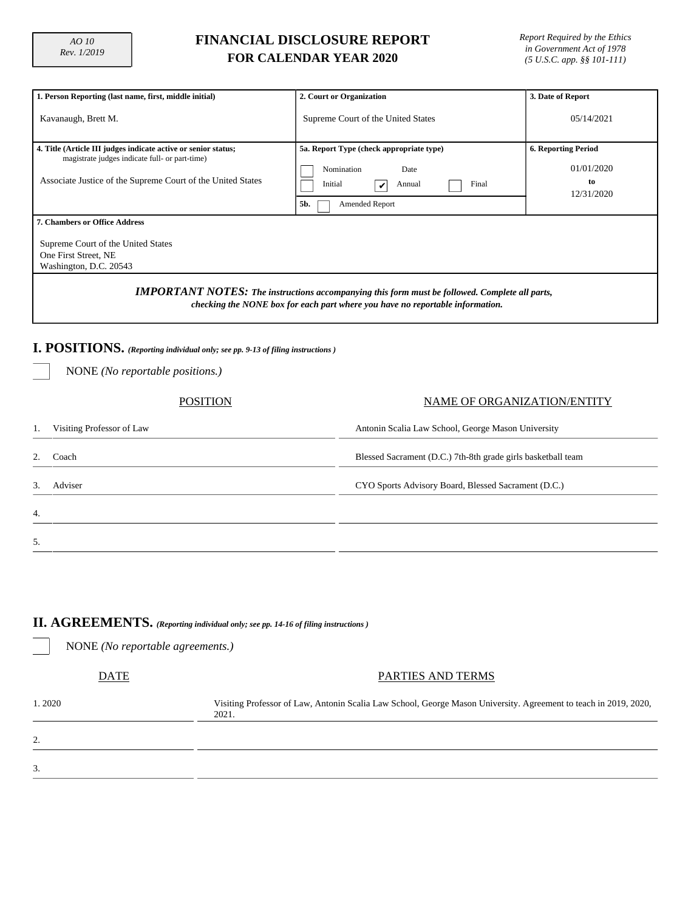AO 10
Rev. 1/2019

# FINANCIAL DISCLOSURE REPORT
## FOR CALENDAR YEAR 2020

*Report Required by the Ethics in Government Act of 1978 (5 U.S.C. app. §§ 101-111)*

| 1. Person Reporting (last name, first, middle initial) | 2. Court or Organization | 3. Date of Report |
|---|---|---|
| Kavanaugh, Brett M. | Supreme Court of the United States | 05/14/2021 |

| 4. Title (Article III judges indicate active or senior status; magistrate judges indicate full- or part-time) | 5a. Report Type (check appropriate type) | 6. Reporting Period |
|---|---|---|
| Associate Justice of the Supreme Court of the United States | ☐ Nomination Date<br>☐ Initial ☑ Annual ☐ Final<br>5b. ☐ Amended Report | 01/01/2020 to 12/31/2020 |

**7. Chambers or Office Address**

Supreme Court of the United States
One First Street, NE
Washington, D.C. 20543

***IMPORTANT NOTES:*** ***The instructions accompanying this form must be followed. Complete all parts, checking the NONE box for each part where you have no reportable information.***

## I. POSITIONS. *(Reporting individual only; see pp. 9-13 of filing instructions )*

☐ NONE *(No reportable positions.)*

| | POSITION | NAME OF ORGANIZATION/ENTITY |
|---|---|---|
| 1. | Visiting Professor of Law | Antonin Scalia Law School, George Mason University |
| 2. | Coach | Blessed Sacrament (D.C.) 7th-8th grade girls basketball team |
| 3. | Adviser | CYO Sports Advisory Board, Blessed Sacrament (D.C.) |
| 4. | | |
| 5. | | |

## II. AGREEMENTS. *(Reporting individual only; see pp. 14-16 of filing instructions )*

☐ NONE *(No reportable agreements.)*

| DATE | PARTIES AND TERMS |
|---|---|
| 1. 2020 | Visiting Professor of Law, Antonin Scalia Law School, George Mason University. Agreement to teach in 2019, 2020, 2021. |
| 2. | |
| 3. | |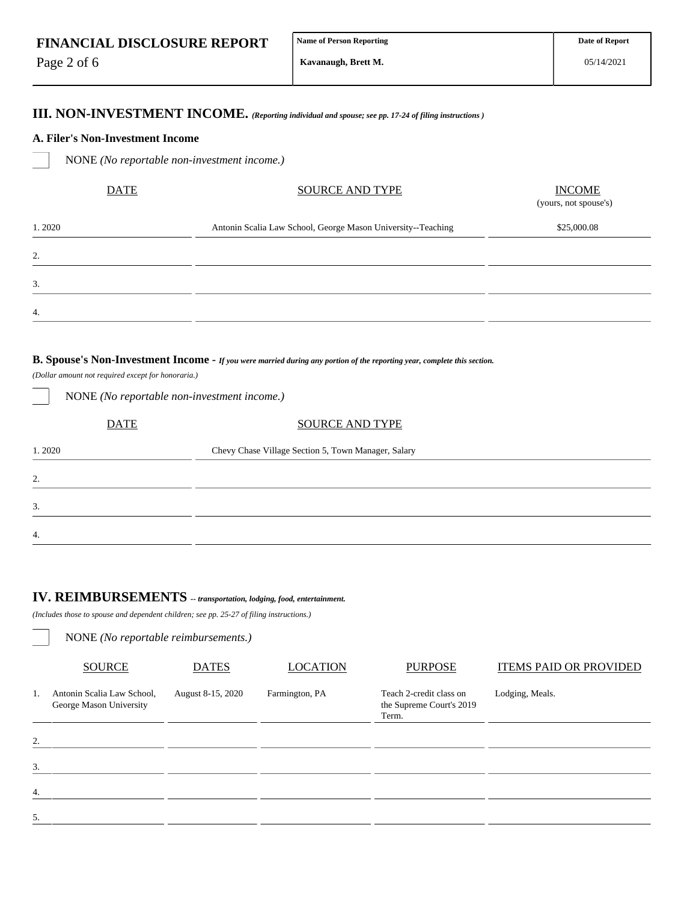| FINANCIAL DISCLOSURE REPORT | Name of Person Reporting | Date of Report |
|---|---|---|
| | Kavanaugh, Brett M. | 05/14/2021 |

## III. NON-INVESTMENT INCOME. *(Reporting individual and spouse; see pp. 17-24 of filing instructions )*

### A. Filer's Non-Investment Income

☐ NONE *(No reportable non-investment income.)*

| | DATE | SOURCE AND TYPE | INCOME (yours, not spouse's) |
|---|---|---|---|
| 1. | 2020 | Antonin Scalia Law School, George Mason University--Teaching | $25,000.08 |
| 2. | | | |
| 3. | | | |
| 4. | | | |

### B. Spouse's Non-Investment Income - *If you were married during any portion of the reporting year, complete this section.*

*(Dollar amount not required except for honoraria.)*

☐ NONE *(No reportable non-investment income.)*

| | DATE | SOURCE AND TYPE |
|---|---|---|
| 1. | 2020 | Chevy Chase Village Section 5, Town Manager, Salary |
| 2. | | |
| 3. | | |
| 4. | | |

## IV. REIMBURSEMENTS *-- transportation, lodging, food, entertainment.*

*(Includes those to spouse and dependent children; see pp. 25-27 of filing instructions.)*

☐ NONE *(No reportable reimbursements.)*

| | SOURCE | DATES | LOCATION | PURPOSE | ITEMS PAID OR PROVIDED |
|---|---|---|---|---|---|
| 1. | Antonin Scalia Law School, George Mason University | August 8-15, 2020 | Farmington, PA | Teach 2-credit class on the Supreme Court's 2019 Term. | Lodging, Meals. |
| 2. | | | | | |
| 3. | | | | | |
| 4. | | | | | |
| 5. | | | | | |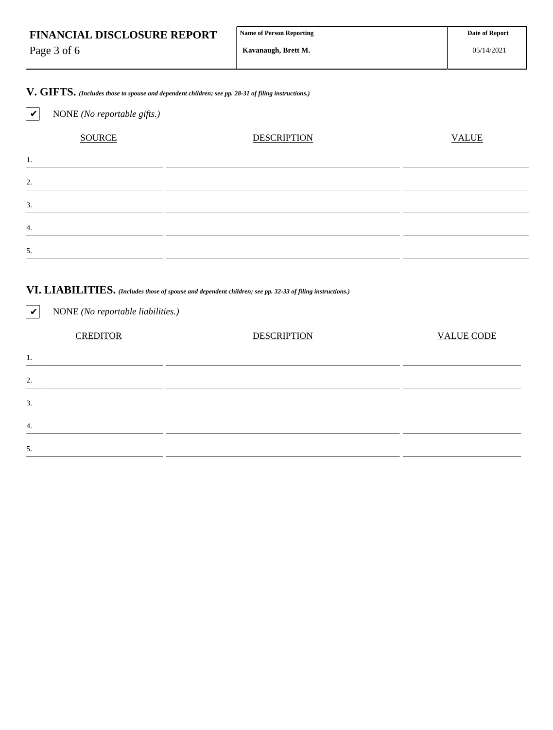| FINANCIAL DISCLOSURE REPORT | Name of Person Reporting | Date of Report |
|---|---|---|
| | Kavanaugh, Brett M. | 05/14/2021 |

## V. GIFTS. *(Includes those to spouse and dependent children; see pp. 28-31 of filing instructions.)*

☑ NONE *(No reportable gifts.)*

| | SOURCE | DESCRIPTION | VALUE |
|---|---|---|---|
| 1. | | | |
| 2. | | | |
| 3. | | | |
| 4. | | | |
| 5. | | | |

## VI. LIABILITIES. *(Includes those of spouse and dependent children; see pp. 32-33 of filing instructions.)*

☑ NONE *(No reportable liabilities.)*

| | CREDITOR | DESCRIPTION | VALUE CODE |
|---|---|---|---|
| 1. | | | |
| 2. | | | |
| 3. | | | |
| 4. | | | |
| 5. | | | |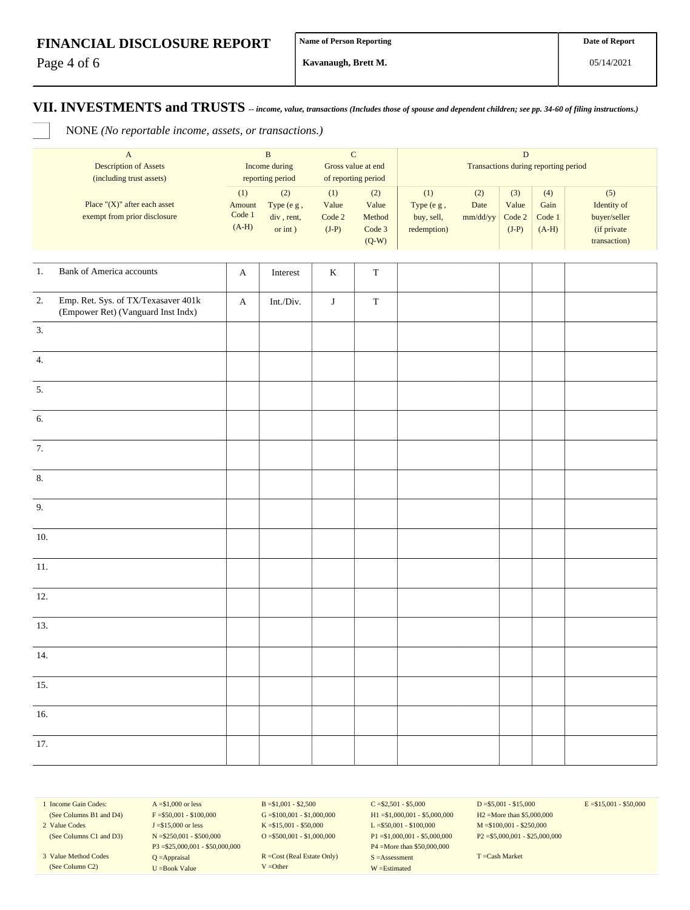**FINANCIAL DISCLOSURE REPORT**

| Name of Person Reporting | Date of Report |
|---|---|
| Kavanaugh, Brett M. | 05/14/2021 |

## VII. INVESTMENTS and TRUSTS -- *income, value, transactions (Includes those of spouse and dependent children; see pp. 34-60 of filing instructions.)*

☐ NONE *(No reportable income, assets, or transactions.)*

| | A<br>Description of Assets<br>(including trust assets) | B<br>Income during<br>reporting period | | C<br>Gross value at end<br>of reporting period | | D<br>Transactions during reporting period | | | | |
|---|---|---|---|---|---|---|---|---|---|---|
| | Place "(X)" after each asset exempt from prior disclosure | (1)<br>Amount<br>Code 1<br>(A-H) | (2)<br>Type (e g ,<br>div , rent,<br>or int ) | (1)<br>Value<br>Code 2<br>(J-P) | (2)<br>Value<br>Method<br>Code 3<br>(Q-W) | (1)<br>Type (e g ,<br>buy, sell,<br>redemption) | (2)<br>Date<br>mm/dd/yy | (3)<br>Value<br>Code 2<br>(J-P) | (4)<br>Gain<br>Code 1<br>(A-H) | (5)<br>Identity of<br>buyer/seller<br>(if private<br>transaction) |
| 1. | Bank of America accounts | A | Interest | K | T | | | | | |
| 2. | Emp. Ret. Sys. of TX/Texasaver 401k (Empower Ret) (Vanguard Inst Indx) | A | Int./Div. | J | T | | | | | |
| 3. | | | | | | | | | | |
| 4. | | | | | | | | | | |
| 5. | | | | | | | | | | |
| 6. | | | | | | | | | | |
| 7. | | | | | | | | | | |
| 8. | | | | | | | | | | |
| 9. | | | | | | | | | | |
| 10. | | | | | | | | | | |
| 11. | | | | | | | | | | |
| 12. | | | | | | | | | | |
| 13. | | | | | | | | | | |
| 14. | | | | | | | | | | |
| 15. | | | | | | | | | | |
| 16. | | | | | | | | | | |
| 17. | | | | | | | | | | |

| | | | | | |
|---|---|---|---|---|---|
| 1 Income Gain Codes:<br>(See Columns B1 and D4) | A =$1,000 or less<br>F =$50,001 - $100,000 | B =$1,001 - $2,500<br>G =$100,001 - $1,000,000 | C =$2,501 - $5,000<br>H1 =$1,000,001 - $5,000,000 | D =$5,001 - $15,000<br>H2 =More than $5,000,000 | E =$15,001 - $50,000 |
| 2 Value Codes<br>(See Columns C1 and D3) | J =$15,000 or less<br>N =$250,001 - $500,000<br>P3 =$25,000,001 - $50,000,000 | K =$15,001 - $50,000<br>O =$500,001 - $1,000,000 | L =$50,001 - $100,000<br>P1 =$1,000,001 - $5,000,000<br>P4 =More than $50,000,000 | M =$100,001 - $250,000<br>P2 =$5,000,001 - $25,000,000 | |
| 3 Value Method Codes<br>(See Column C2) | Q =Appraisal<br>U =Book Value | R =Cost (Real Estate Only)<br>V =Other | S =Assessment<br>W =Estimated | T =Cash Market | |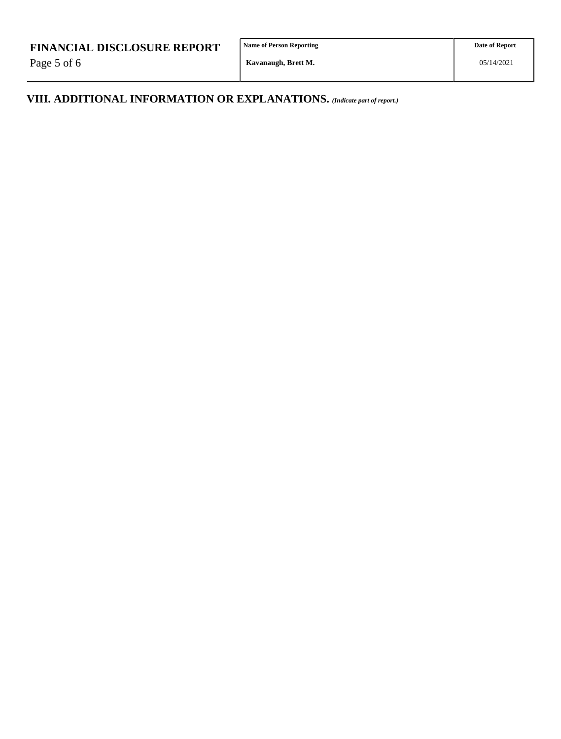| FINANCIAL DISCLOSURE REPORT | Name of Person Reporting | Date of Report |
|---|---|---|
| | Kavanaugh, Brett M. | 05/14/2021 |

## VIII. ADDITIONAL INFORMATION OR EXPLANATIONS. *(Indicate part of report.)*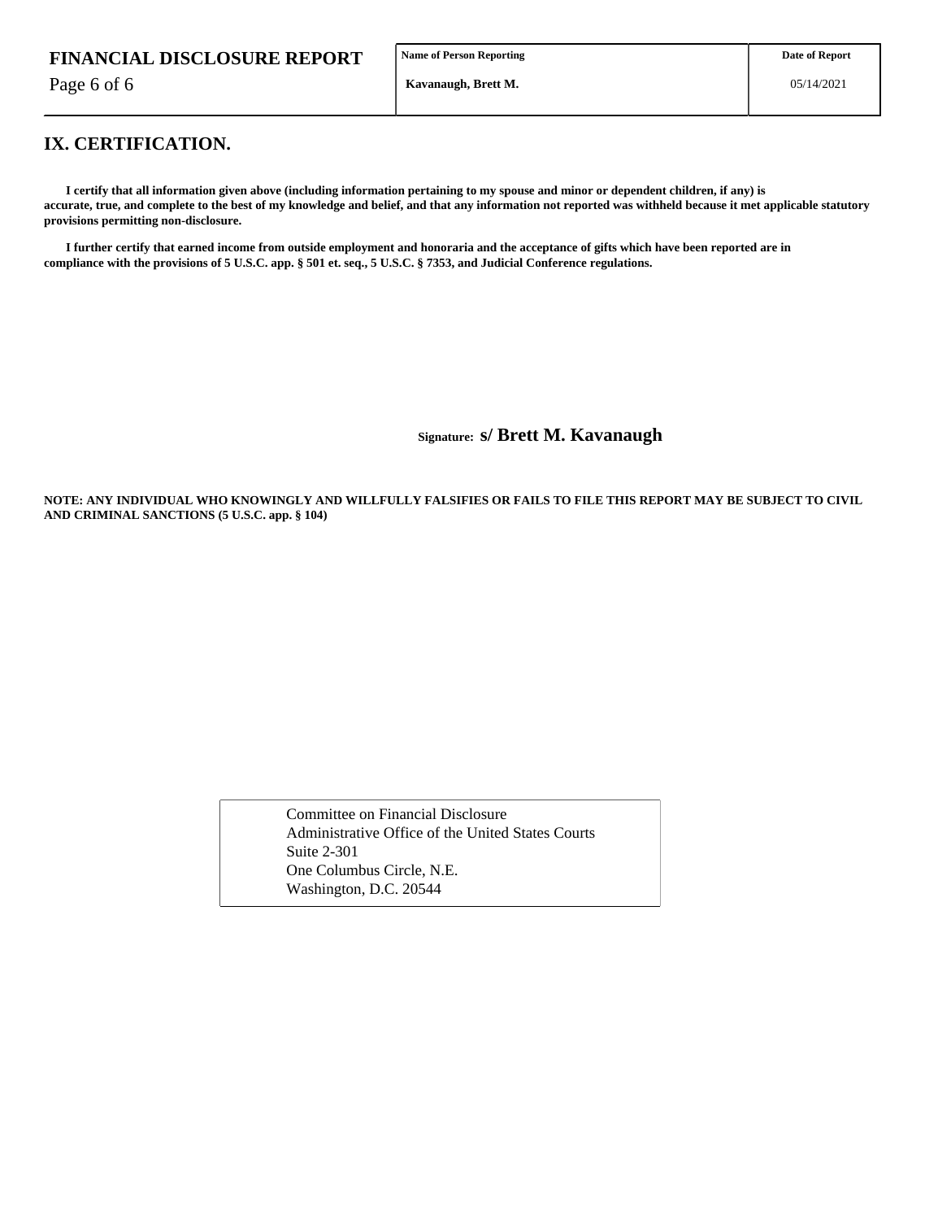## IX. CERTIFICATION.

**I certify that all information given above (including information pertaining to my spouse and minor or dependent children, if any) is accurate, true, and complete to the best of my knowledge and belief, and that any information not reported was withheld because it met applicable statutory provisions permitting non-disclosure.**

**I further certify that earned income from outside employment and honoraria and the acceptance of gifts which have been reported are in compliance with the provisions of 5 U.S.C. app. § 501 et. seq., 5 U.S.C. § 7353, and Judicial Conference regulations.**

Signature: **s/ Brett M. Kavanaugh**

**NOTE: ANY INDIVIDUAL WHO KNOWINGLY AND WILLFULLY FALSIFIES OR FAILS TO FILE THIS REPORT MAY BE SUBJECT TO CIVIL AND CRIMINAL SANCTIONS (5 U.S.C. app. § 104)**

Committee on Financial Disclosure
Administrative Office of the United States Courts
Suite 2-301
One Columbus Circle, N.E.
Washington, D.C. 20544